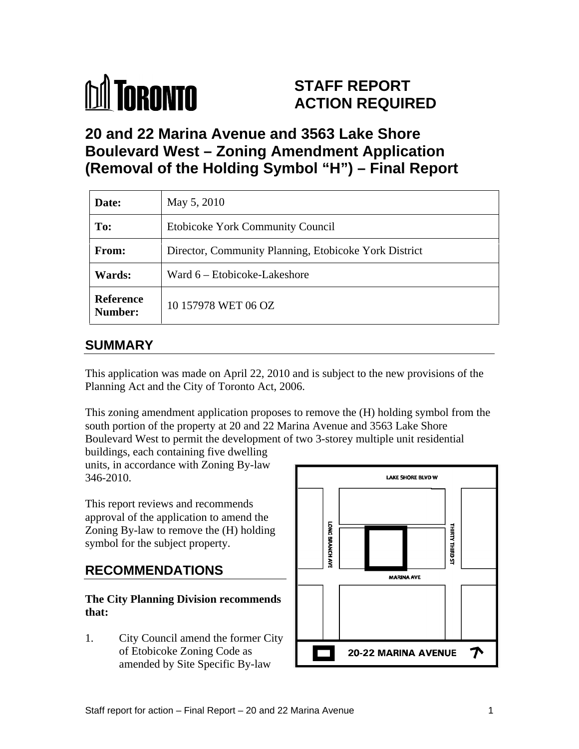# TORONTO

**STAFF REPORT**
**ACTION REQUIRED**

# 20 and 22 Marina Avenue and 3563 Lake Shore Boulevard West – Zoning Amendment Application (Removal of the Holding Symbol "H") – Final Report

| | |
|---|---|
| **Date:** | May 5, 2010 |
| **To:** | Etobicoke York Community Council |
| **From:** | Director, Community Planning, Etobicoke York District |
| **Wards:** | Ward 6 – Etobicoke-Lakeshore |
| **Reference Number:** | 10 157978 WET 06 OZ |

## SUMMARY

This application was made on April 22, 2010 and is subject to the new provisions of the Planning Act and the City of Toronto Act, 2006.

This zoning amendment application proposes to remove the (H) holding symbol from the south portion of the property at 20 and 22 Marina Avenue and 3563 Lake Shore Boulevard West to permit the development of two 3-storey multiple unit residential buildings, each containing five dwelling units, in accordance with Zoning By-law 346-2010.

This report reviews and recommends approval of the application to amend the Zoning By-law to remove the (H) holding symbol for the subject property.

## RECOMMENDATIONS

**The City Planning Division recommends that:**

1. City Council amend the former City of Etobicoke Zoning Code as amended by Site Specific By-law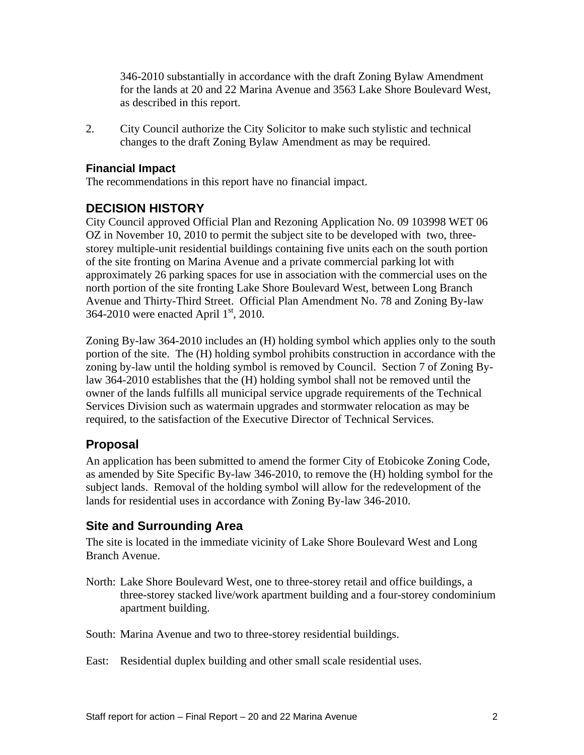346-2010 substantially in accordance with the draft Zoning Bylaw Amendment for the lands at 20 and 22 Marina Avenue and 3563 Lake Shore Boulevard West, as described in this report.

2. City Council authorize the City Solicitor to make such stylistic and technical changes to the draft Zoning Bylaw Amendment as may be required.

### Financial Impact

The recommendations in this report have no financial impact.

## DECISION HISTORY

City Council approved Official Plan and Rezoning Application No. 09 103998 WET 06 OZ in November 10, 2010 to permit the subject site to be developed with two, three-storey multiple-unit residential buildings containing five units each on the south portion of the site fronting on Marina Avenue and a private commercial parking lot with approximately 26 parking spaces for use in association with the commercial uses on the north portion of the site fronting Lake Shore Boulevard West, between Long Branch Avenue and Thirty-Third Street. Official Plan Amendment No. 78 and Zoning By-law 364-2010 were enacted April 1st, 2010.

Zoning By-law 364-2010 includes an (H) holding symbol which applies only to the south portion of the site. The (H) holding symbol prohibits construction in accordance with the zoning by-law until the holding symbol is removed by Council. Section 7 of Zoning By-law 364-2010 establishes that the (H) holding symbol shall not be removed until the owner of the lands fulfills all municipal service upgrade requirements of the Technical Services Division such as watermain upgrades and stormwater relocation as may be required, to the satisfaction of the Executive Director of Technical Services.

## Proposal

An application has been submitted to amend the former City of Etobicoke Zoning Code, as amended by Site Specific By-law 346-2010, to remove the (H) holding symbol for the subject lands. Removal of the holding symbol will allow for the redevelopment of the lands for residential uses in accordance with Zoning By-law 346-2010.

## Site and Surrounding Area

The site is located in the immediate vicinity of Lake Shore Boulevard West and Long Branch Avenue.

North: Lake Shore Boulevard West, one to three-storey retail and office buildings, a three-storey stacked live/work apartment building and a four-storey condominium apartment building.

South: Marina Avenue and two to three-storey residential buildings.

East: Residential duplex building and other small scale residential uses.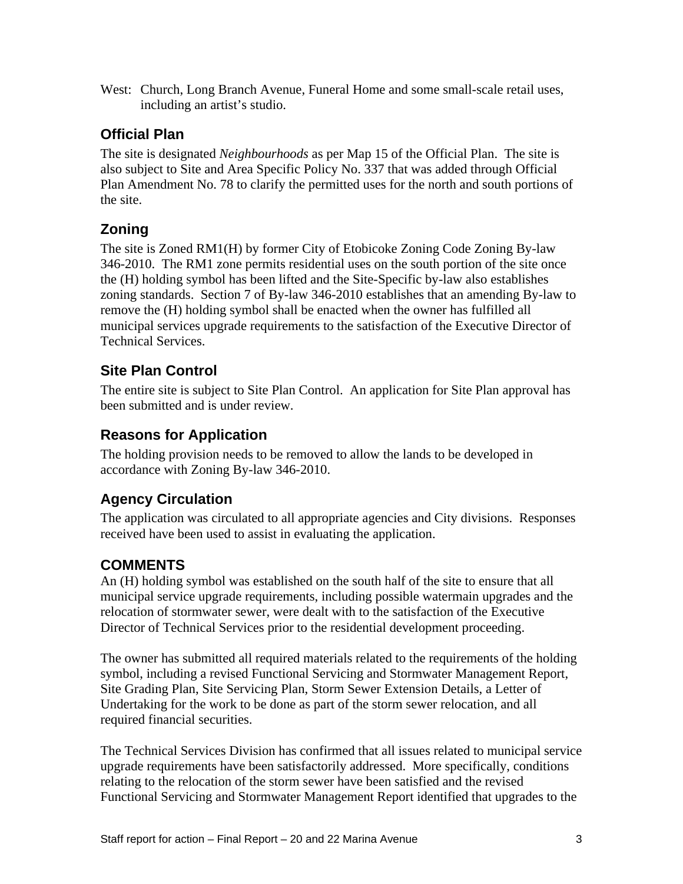West: Church, Long Branch Avenue, Funeral Home and some small-scale retail uses, including an artist's studio.

### Official Plan

The site is designated *Neighbourhoods* as per Map 15 of the Official Plan. The site is also subject to Site and Area Specific Policy No. 337 that was added through Official Plan Amendment No. 78 to clarify the permitted uses for the north and south portions of the site.

### Zoning

The site is Zoned RM1(H) by former City of Etobicoke Zoning Code Zoning By-law 346-2010. The RM1 zone permits residential uses on the south portion of the site once the (H) holding symbol has been lifted and the Site-Specific by-law also establishes zoning standards. Section 7 of By-law 346-2010 establishes that an amending By-law to remove the (H) holding symbol shall be enacted when the owner has fulfilled all municipal services upgrade requirements to the satisfaction of the Executive Director of Technical Services.

### Site Plan Control

The entire site is subject to Site Plan Control. An application for Site Plan approval has been submitted and is under review.

### Reasons for Application

The holding provision needs to be removed to allow the lands to be developed in accordance with Zoning By-law 346-2010.

### Agency Circulation

The application was circulated to all appropriate agencies and City divisions. Responses received have been used to assist in evaluating the application.

## COMMENTS

An (H) holding symbol was established on the south half of the site to ensure that all municipal service upgrade requirements, including possible watermain upgrades and the relocation of stormwater sewer, were dealt with to the satisfaction of the Executive Director of Technical Services prior to the residential development proceeding.

The owner has submitted all required materials related to the requirements of the holding symbol, including a revised Functional Servicing and Stormwater Management Report, Site Grading Plan, Site Servicing Plan, Storm Sewer Extension Details, a Letter of Undertaking for the work to be done as part of the storm sewer relocation, and all required financial securities.

The Technical Services Division has confirmed that all issues related to municipal service upgrade requirements have been satisfactorily addressed. More specifically, conditions relating to the relocation of the storm sewer have been satisfied and the revised Functional Servicing and Stormwater Management Report identified that upgrades to the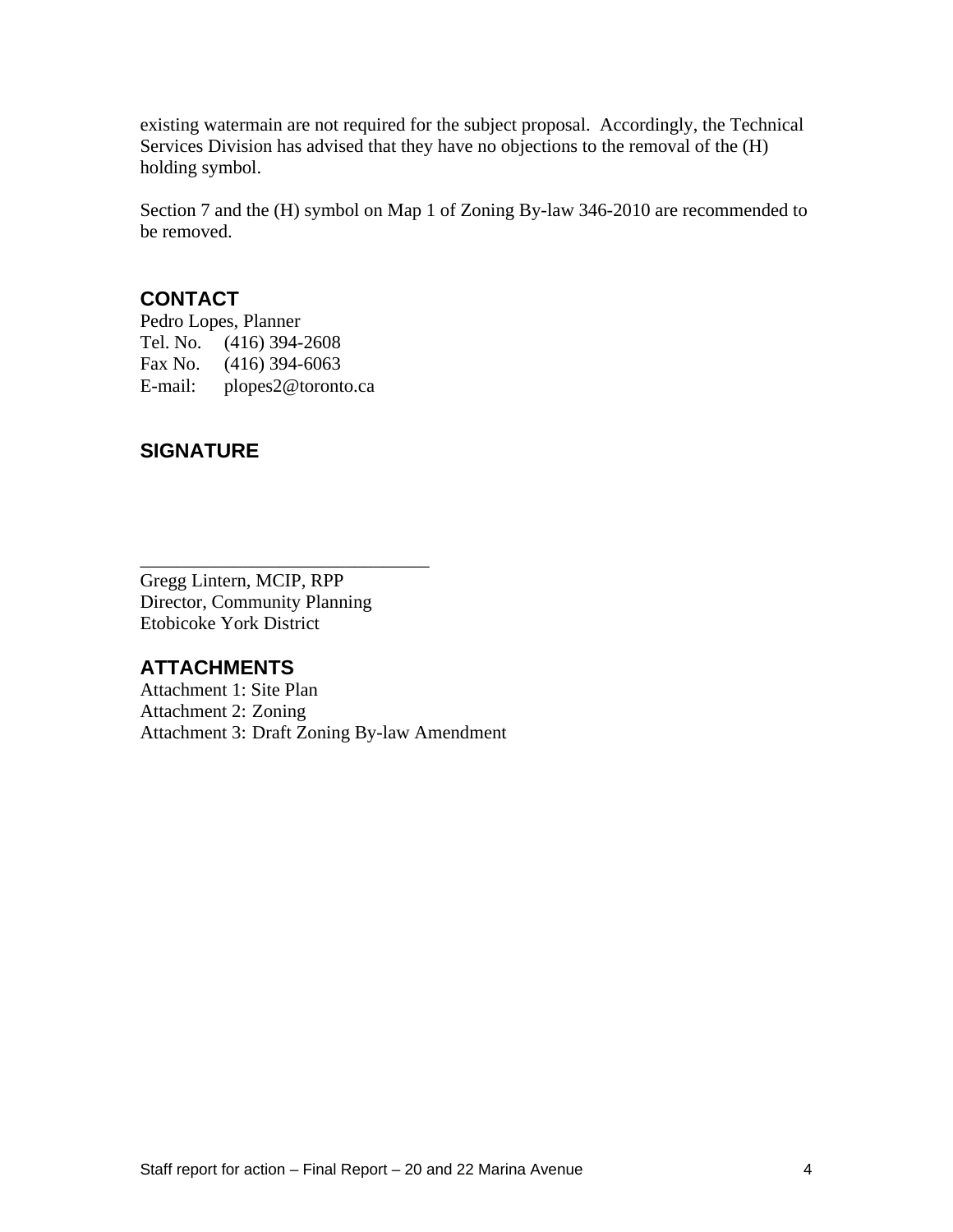existing watermain are not required for the subject proposal. Accordingly, the Technical Services Division has advised that they have no objections to the removal of the (H) holding symbol.

Section 7 and the (H) symbol on Map 1 of Zoning By-law 346-2010 are recommended to be removed.

## CONTACT

Pedro Lopes, Planner
Tel. No. (416) 394-2608
Fax No. (416) 394-6063
E-mail: plopes2@toronto.ca

## SIGNATURE

_______________________________

Gregg Lintern, MCIP, RPP
Director, Community Planning
Etobicoke York District

## ATTACHMENTS

Attachment 1: Site Plan
Attachment 2: Zoning
Attachment 3: Draft Zoning By-law Amendment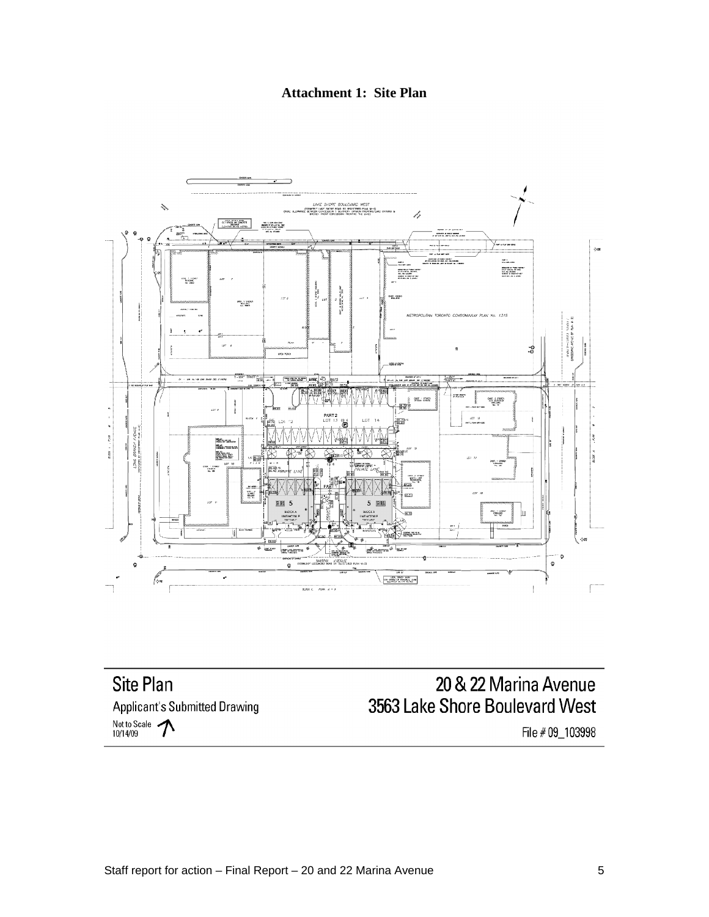**Attachment 1: Site Plan**

Site Plan

Applicant's Submitted Drawing

Not to Scale
10/14/09

20 & 22 Marina Avenue
3563 Lake Shore Boulevard West

File # 09_103998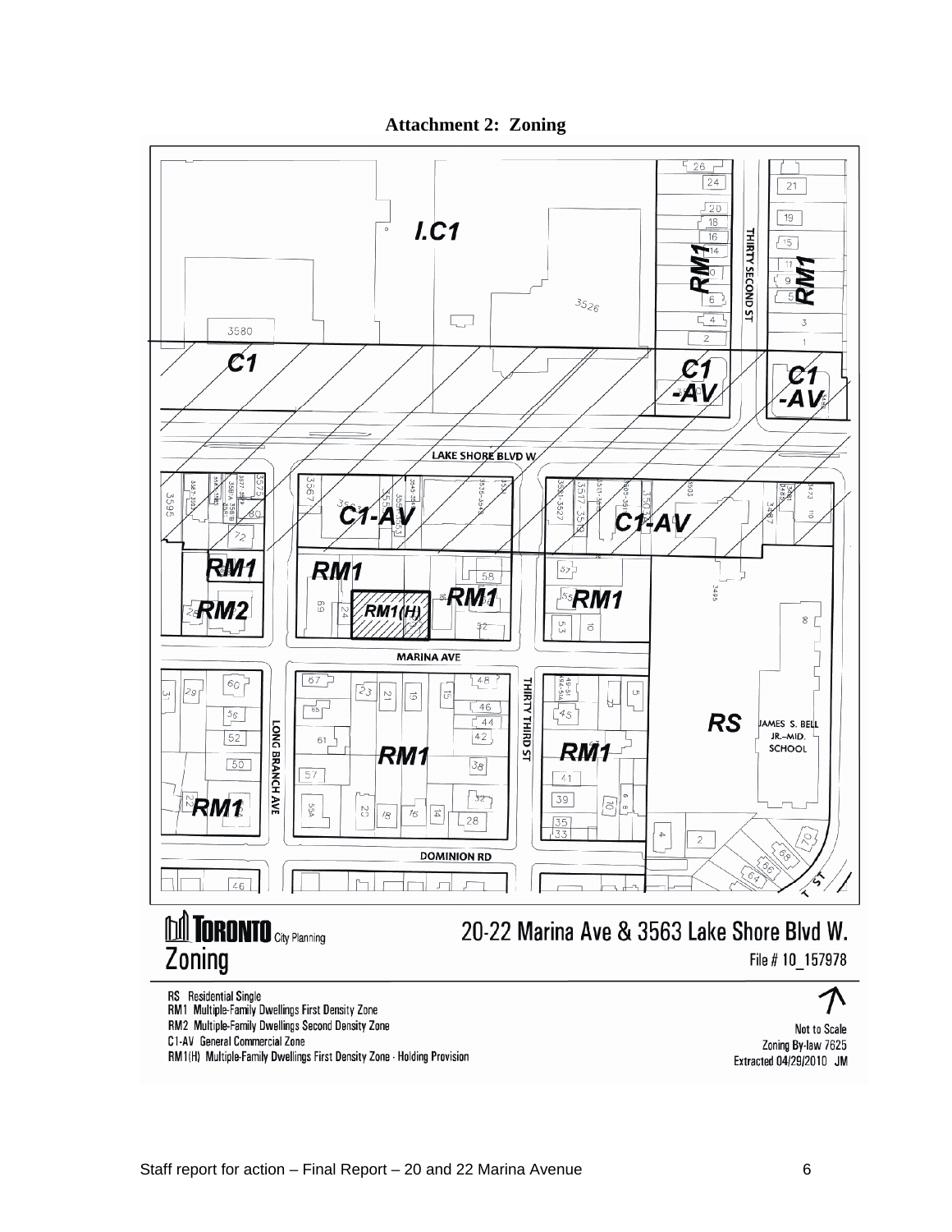**Attachment 2: Zoning**

**TORONTO** City Planning

Zoning

20-22 Marina Ave & 3563 Lake Shore Blvd W.

File # 10_157978

RS Residential Single
RM1 Multiple-Family Dwellings First Density Zone
RM2 Multiple-Family Dwellings Second Density Zone
C1-AV General Commercial Zone
RM1(H) Multiple-Family Dwellings First Density Zone - Holding Provision

Not to Scale
Zoning By-law 7625
Extracted 04/29/2010 JM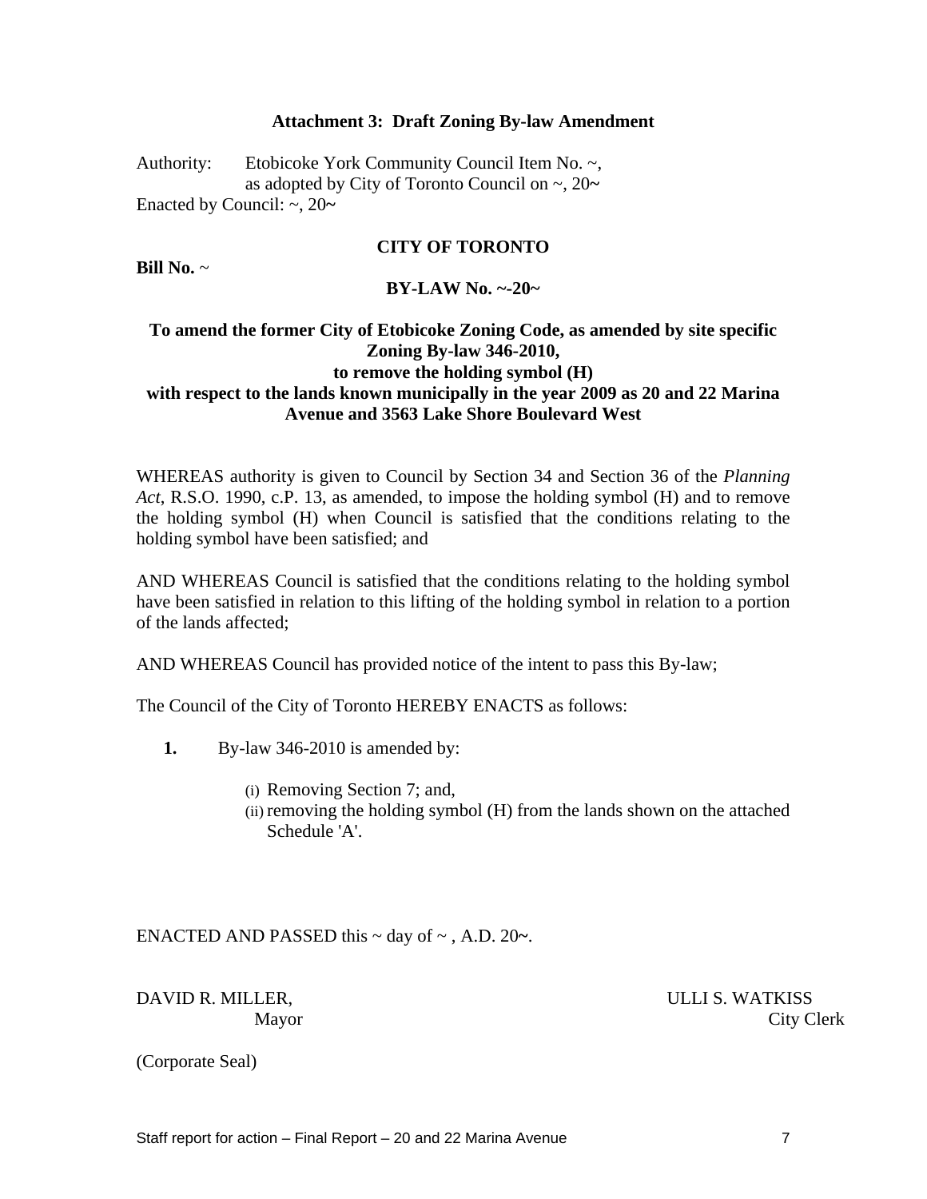**Attachment 3: Draft Zoning By-law Amendment**

Authority: Etobicoke York Community Council Item No. ~, as adopted by City of Toronto Council on ~, 20~

Enacted by Council: ~, 20~

**CITY OF TORONTO**

**Bill No.** ~

**BY-LAW No. ~-20~**

**To amend the former City of Etobicoke Zoning Code, as amended by site specific Zoning By-law 346-2010, to remove the holding symbol (H) with respect to the lands known municipally in the year 2009 as 20 and 22 Marina Avenue and 3563 Lake Shore Boulevard West**

WHEREAS authority is given to Council by Section 34 and Section 36 of the *Planning Act*, R.S.O. 1990, c.P. 13, as amended, to impose the holding symbol (H) and to remove the holding symbol (H) when Council is satisfied that the conditions relating to the holding symbol have been satisfied; and

AND WHEREAS Council is satisfied that the conditions relating to the holding symbol have been satisfied in relation to this lifting of the holding symbol in relation to a portion of the lands affected;

AND WHEREAS Council has provided notice of the intent to pass this By-law;

The Council of the City of Toronto HEREBY ENACTS as follows:

**1.** By-law 346-2010 is amended by:

(i) Removing Section 7; and,

(ii) removing the holding symbol (H) from the lands shown on the attached Schedule 'A'.

ENACTED AND PASSED this ~ day of ~ , A.D. 20~.

DAVID R. MILLER, Mayor

ULLI S. WATKISS City Clerk

(Corporate Seal)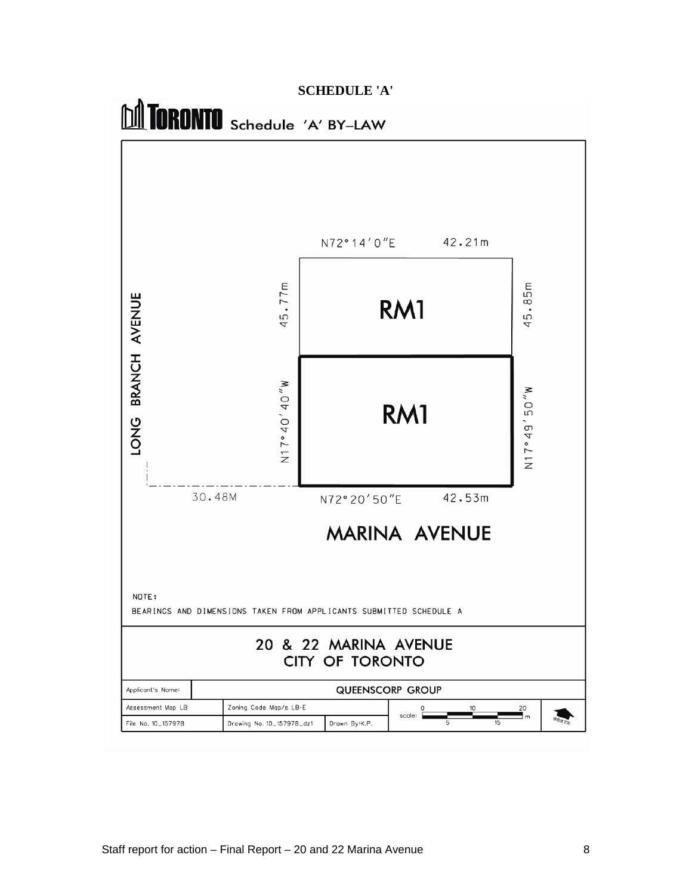**SCHEDULE 'A'**

TORONTO Schedule 'A' BY–LAW

N72°14'0"E 42.21m

45.77m

45.85m

RM1

RM1

LONG BRANCH AVENUE

N17°40'40"W

N17°49'50"W

30.48M

N72°20'50"E 42.53m

MARINA AVENUE

NOTE:

BEARINGS AND DIMENSIONS TAKEN FROM APPLICANTS SUBMITTED SCHEDULE A

20 & 22 MARINA AVENUE
CITY OF TORONTO

| | | | |
|---|---|---|---|
| Applicant's Name: | QUEENSCORP GROUP | | |
| Assessment Map LB | Zoning Code Map/s LB-E | | scale: 0 5 10 15 20 m |
| File No. 10_157978 | Drawing No. 10_157978_dz1 | Drawn By:K.P. | |

NORTH